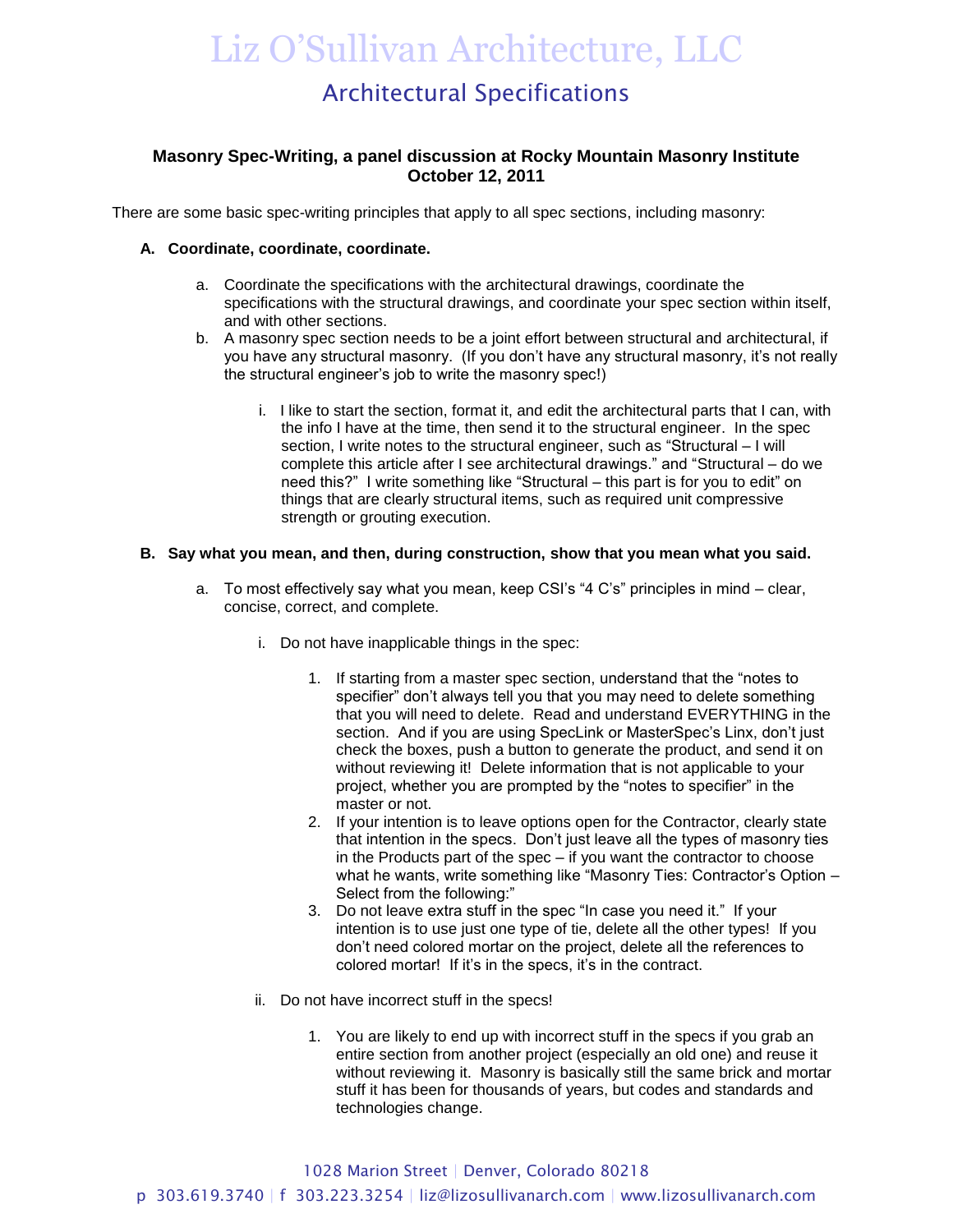# Liz O'Sullivan Architecture, LLC

## Architectural Specifications

**Masonry Spec-Writing, a panel discussion at Rocky Mountain Masonry Institute**
**October 12, 2011**

There are some basic spec-writing principles that apply to all spec sections, including masonry:

**A. Coordinate, coordinate, coordinate.**

a. Coordinate the specifications with the architectural drawings, coordinate the specifications with the structural drawings, and coordinate your spec section within itself, and with other sections.

b. A masonry spec section needs to be a joint effort between structural and architectural, if you have any structural masonry. (If you don't have any structural masonry, it's not really the structural engineer's job to write the masonry spec!)

   i. I like to start the section, format it, and edit the architectural parts that I can, with the info I have at the time, then send it to the structural engineer. In the spec section, I write notes to the structural engineer, such as "Structural – I will complete this article after I see architectural drawings." and "Structural – do we need this?" I write something like "Structural – this part is for you to edit" on things that are clearly structural items, such as required unit compressive strength or grouting execution.

**B. Say what you mean, and then, during construction, show that you mean what you said.**

a. To most effectively say what you mean, keep CSI's "4 C's" principles in mind – clear, concise, correct, and complete.

   i. Do not have inapplicable things in the spec:

      1. If starting from a master spec section, understand that the "notes to specifier" don't always tell you that you may need to delete something that you will need to delete. Read and understand EVERYTHING in the section. And if you are using SpecLink or MasterSpec's Linx, don't just check the boxes, push a button to generate the product, and send it on without reviewing it! Delete information that is not applicable to your project, whether you are prompted by the "notes to specifier" in the master or not.
      2. If your intention is to leave options open for the Contractor, clearly state that intention in the specs. Don't just leave all the types of masonry ties in the Products part of the spec – if you want the contractor to choose what he wants, write something like "Masonry Ties: Contractor's Option – Select from the following:"
      3. Do not leave extra stuff in the spec "In case you need it." If your intention is to use just one type of tie, delete all the other types! If you don't need colored mortar on the project, delete all the references to colored mortar! If it's in the specs, it's in the contract.

   ii. Do not have incorrect stuff in the specs!

      1. You are likely to end up with incorrect stuff in the specs if you grab an entire section from another project (especially an old one) and reuse it without reviewing it. Masonry is basically still the same brick and mortar stuff it has been for thousands of years, but codes and standards and technologies change.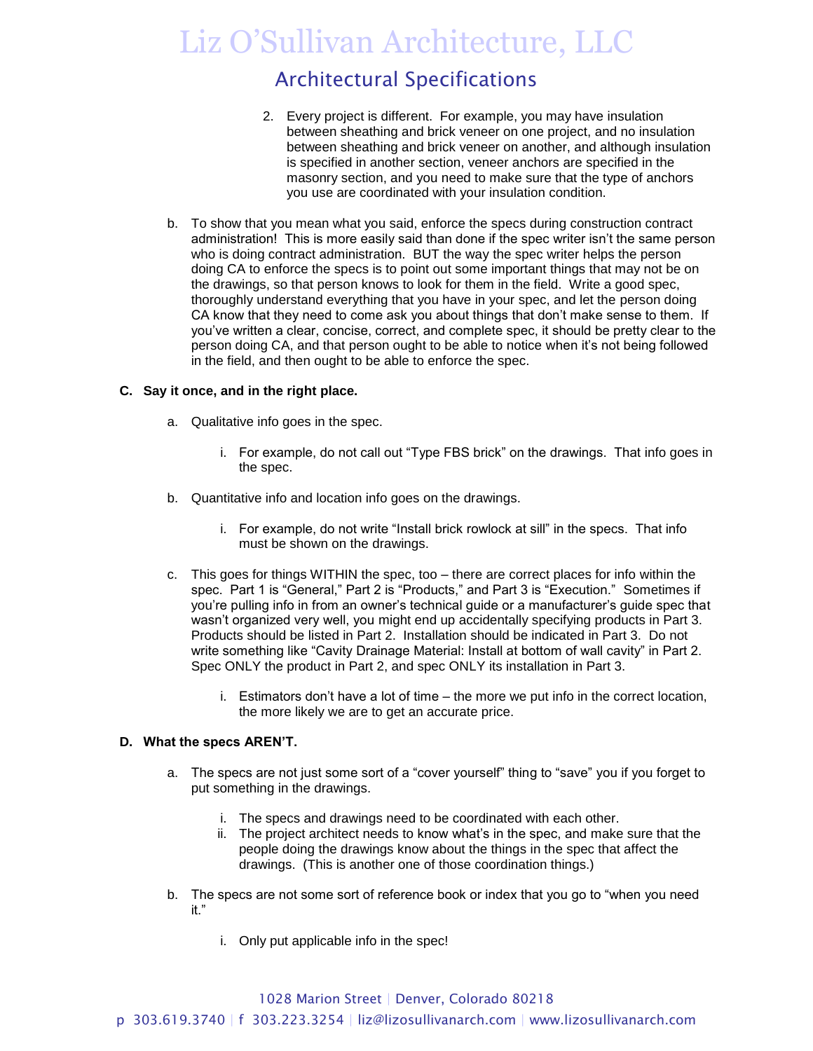2. Every project is different. For example, you may have insulation between sheathing and brick veneer on one project, and no insulation between sheathing and brick veneer on another, and although insulation is specified in another section, veneer anchors are specified in the masonry section, and you need to make sure that the type of anchors you use are coordinated with your insulation condition.

b. To show that you mean what you said, enforce the specs during construction contract administration! This is more easily said than done if the spec writer isn't the same person who is doing contract administration. BUT the way the spec writer helps the person doing CA to enforce the specs is to point out some important things that may not be on the drawings, so that person knows to look for them in the field. Write a good spec, thoroughly understand everything that you have in your spec, and let the person doing CA know that they need to come ask you about things that don't make sense to them. If you've written a clear, concise, correct, and complete spec, it should be pretty clear to the person doing CA, and that person ought to be able to notice when it's not being followed in the field, and then ought to be able to enforce the spec.

**C. Say it once, and in the right place.**

a. Qualitative info goes in the spec.

   i. For example, do not call out "Type FBS brick" on the drawings. That info goes in the spec.

b. Quantitative info and location info goes on the drawings.

   i. For example, do not write "Install brick rowlock at sill" in the specs. That info must be shown on the drawings.

c. This goes for things WITHIN the spec, too – there are correct places for info within the spec. Part 1 is "General," Part 2 is "Products," and Part 3 is "Execution." Sometimes if you're pulling info in from an owner's technical guide or a manufacturer's guide spec that wasn't organized very well, you might end up accidentally specifying products in Part 3. Products should be listed in Part 2. Installation should be indicated in Part 3. Do not write something like "Cavity Drainage Material: Install at bottom of wall cavity" in Part 2. Spec ONLY the product in Part 2, and spec ONLY its installation in Part 3.

   i. Estimators don't have a lot of time – the more we put info in the correct location, the more likely we are to get an accurate price.

**D. What the specs AREN'T.**

a. The specs are not just some sort of a "cover yourself" thing to "save" you if you forget to put something in the drawings.

   i. The specs and drawings need to be coordinated with each other.
   ii. The project architect needs to know what's in the spec, and make sure that the people doing the drawings know about the things in the spec that affect the drawings. (This is another one of those coordination things.)

b. The specs are not some sort of reference book or index that you go to "when you need it."

   i. Only put applicable info in the spec!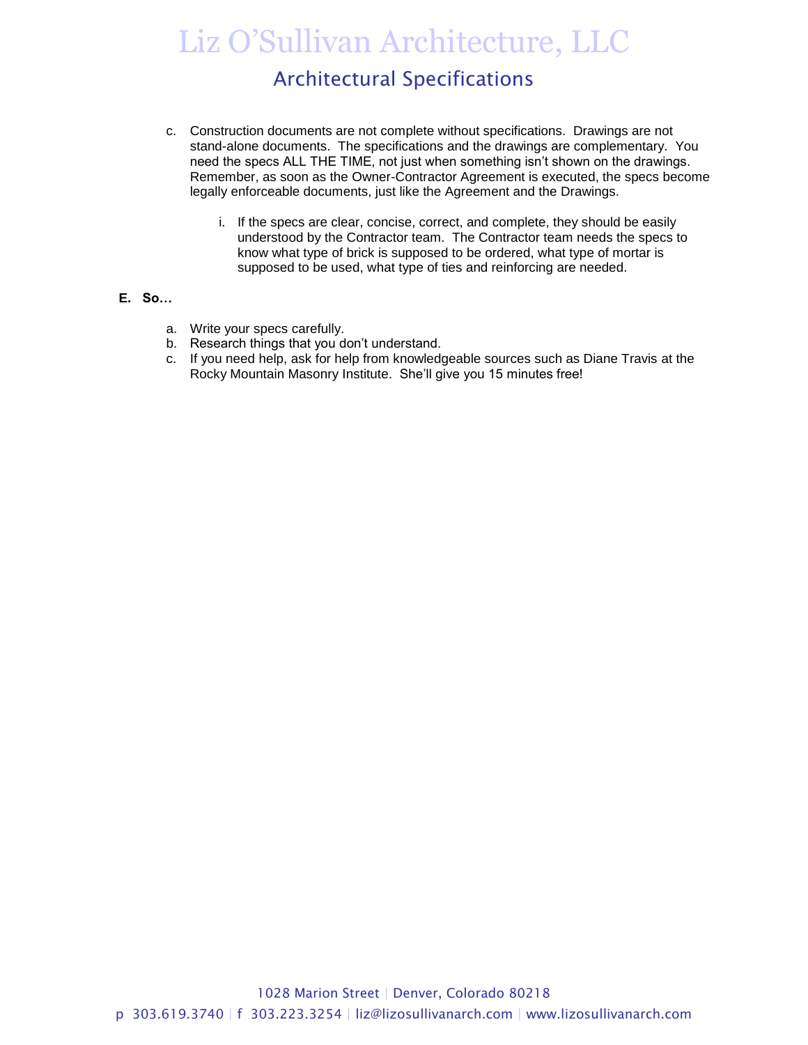c. Construction documents are not complete without specifications. Drawings are not stand-alone documents. The specifications and the drawings are complementary. You need the specs ALL THE TIME, not just when something isn't shown on the drawings. Remember, as soon as the Owner-Contractor Agreement is executed, the specs become legally enforceable documents, just like the Agreement and the Drawings.

   i. If the specs are clear, concise, correct, and complete, they should be easily understood by the Contractor team. The Contractor team needs the specs to know what type of brick is supposed to be ordered, what type of mortar is supposed to be used, what type of ties and reinforcing are needed.

**E. So…**

a. Write your specs carefully.
b. Research things that you don't understand.
c. If you need help, ask for help from knowledgeable sources such as Diane Travis at the Rocky Mountain Masonry Institute. She'll give you 15 minutes free!